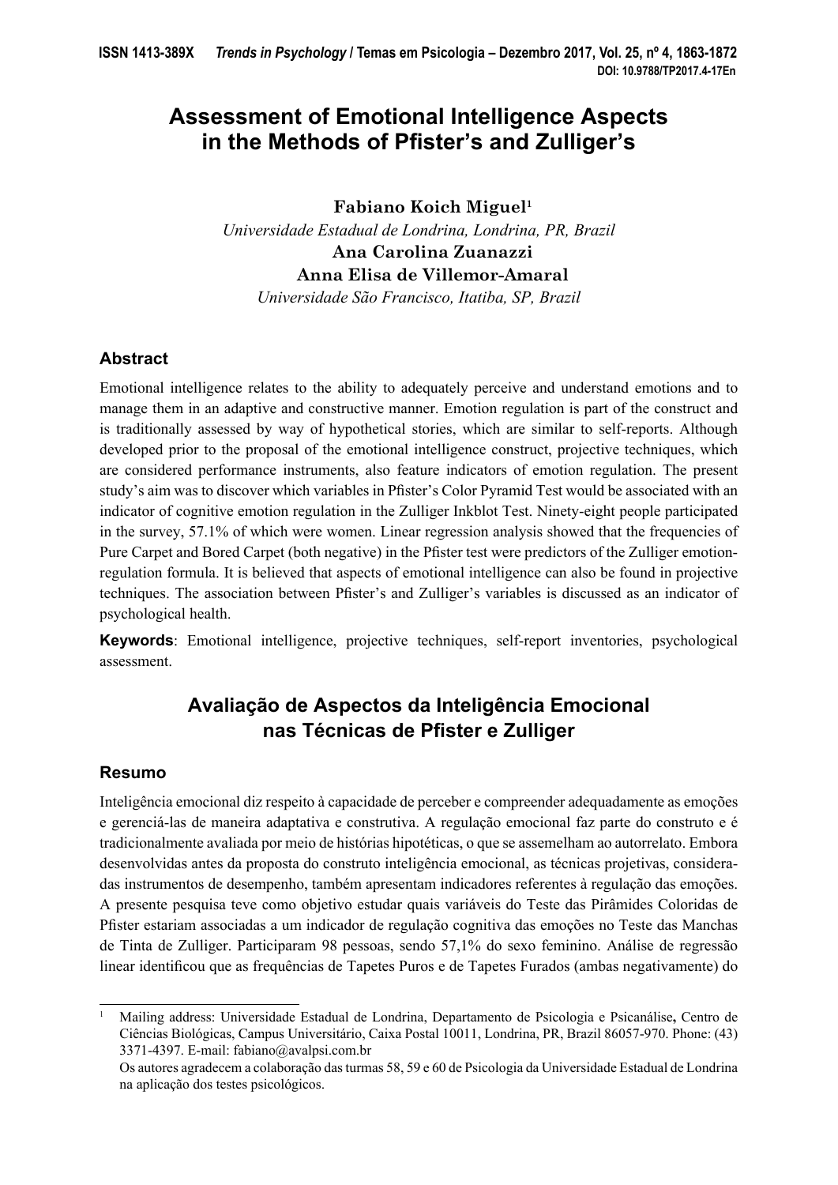# Assessment of Emotional Intelligence Aspects in the Methods of Pfister's and Zulliger's

**Fabiano Koich Miguel**[1]

*Universidade Estadual de Londrina, Londrina, PR, Brazil*

**Ana Carolina Zuanazzi**

**Anna Elisa de Villemor-Amaral**

*Universidade São Francisco, Itatiba, SP, Brazil*

## Abstract

Emotional intelligence relates to the ability to adequately perceive and understand emotions and to manage them in an adaptive and constructive manner. Emotion regulation is part of the construct and is traditionally assessed by way of hypothetical stories, which are similar to self-reports. Although developed prior to the proposal of the emotional intelligence construct, projective techniques, which are considered performance instruments, also feature indicators of emotion regulation. The present study's aim was to discover which variables in Pfister's Color Pyramid Test would be associated with an indicator of cognitive emotion regulation in the Zulliger Inkblot Test. Ninety-eight people participated in the survey, 57.1% of which were women. Linear regression analysis showed that the frequencies of Pure Carpet and Bored Carpet (both negative) in the Pfister test were predictors of the Zulliger emotion-regulation formula. It is believed that aspects of emotional intelligence can also be found in projective techniques. The association between Pfister's and Zulliger's variables is discussed as an indicator of psychological health.

**Keywords**: Emotional intelligence, projective techniques, self-report inventories, psychological assessment.

# Avaliação de Aspectos da Inteligência Emocional nas Técnicas de Pfister e Zulliger

## Resumo

Inteligência emocional diz respeito à capacidade de perceber e compreender adequadamente as emoções e gerenciá-las de maneira adaptativa e construtiva. A regulação emocional faz parte do construto e é tradicionalmente avaliada por meio de histórias hipotéticas, o que se assemelham ao autorrelato. Embora desenvolvidas antes da proposta do construto inteligência emocional, as técnicas projetivas, consideradas instrumentos de desempenho, também apresentam indicadores referentes à regulação das emoções. A presente pesquisa teve como objetivo estudar quais variáveis do Teste das Pirâmides Coloridas de Pfister estariam associadas a um indicador de regulação cognitiva das emoções no Teste das Manchas de Tinta de Zulliger. Participaram 98 pessoas, sendo 57,1% do sexo feminino. Análise de regressão linear identificou que as frequências de Tapetes Puros e de Tapetes Furados (ambas negativamente) do

---

[1] Mailing address: Universidade Estadual de Londrina, Departamento de Psicologia e Psicanálise, Centro de Ciências Biológicas, Campus Universitário, Caixa Postal 10011, Londrina, PR, Brazil 86057-970. Phone: (43) 3371-4397. E-mail: fabiano@avalpsi.com.br

Os autores agradecem a colaboração das turmas 58, 59 e 60 de Psicologia da Universidade Estadual de Londrina na aplicação dos testes psicológicos.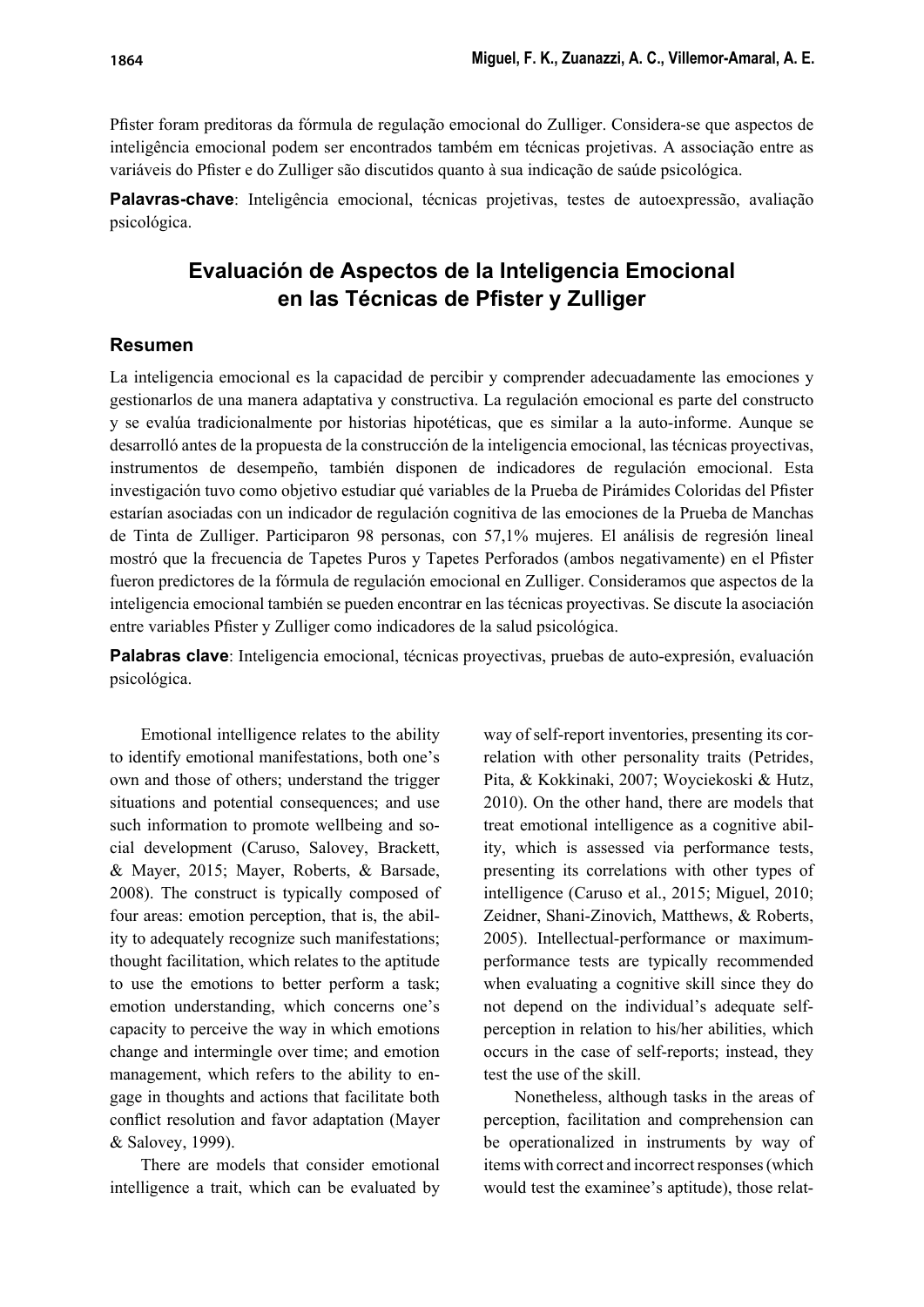Pfister foram preditoras da fórmula de regulação emocional do Zulliger. Considera-se que aspectos de inteligência emocional podem ser encontrados também em técnicas projetivas. A associação entre as variáveis do Pfister e do Zulliger são discutidos quanto à sua indicação de saúde psicológica.

**Palavras-chave**: Inteligência emocional, técnicas projetivas, testes de autoexpressão, avaliação psicológica.

## Evaluación de Aspectos de la Inteligencia Emocional en las Técnicas de Pfister y Zulliger

### Resumen

La inteligencia emocional es la capacidad de percibir y comprender adecuadamente las emociones y gestionarlos de una manera adaptativa y constructiva. La regulación emocional es parte del constructo y se evalúa tradicionalmente por historias hipotéticas, que es similar a la auto-informe. Aunque se desarrolló antes de la propuesta de la construcción de la inteligencia emocional, las técnicas proyectivas, instrumentos de desempeño, también disponen de indicadores de regulación emocional. Esta investigación tuvo como objetivo estudiar qué variables de la Prueba de Pirámides Coloridas del Pfister estarían asociadas con un indicador de regulación cognitiva de las emociones de la Prueba de Manchas de Tinta de Zulliger. Participaron 98 personas, con 57,1% mujeres. El análisis de regresión lineal mostró que la frecuencia de Tapetes Puros y Tapetes Perforados (ambos negativamente) en el Pfister fueron predictores de la fórmula de regulación emocional en Zulliger. Consideramos que aspectos de la inteligencia emocional también se pueden encontrar en las técnicas proyectivas. Se discute la asociación entre variables Pfister y Zulliger como indicadores de la salud psicológica.

**Palabras clave**: Inteligencia emocional, técnicas proyectivas, pruebas de auto-expresión, evaluación psicológica.

Emotional intelligence relates to the ability to identify emotional manifestations, both one's own and those of others; understand the trigger situations and potential consequences; and use such information to promote wellbeing and social development (Caruso, Salovey, Brackett, & Mayer, 2015; Mayer, Roberts, & Barsade, 2008). The construct is typically composed of four areas: emotion perception, that is, the ability to adequately recognize such manifestations; thought facilitation, which relates to the aptitude to use the emotions to better perform a task; emotion understanding, which concerns one's capacity to perceive the way in which emotions change and intermingle over time; and emotion management, which refers to the ability to engage in thoughts and actions that facilitate both conflict resolution and favor adaptation (Mayer & Salovey, 1999).

There are models that consider emotional intelligence a trait, which can be evaluated by way of self-report inventories, presenting its correlation with other personality traits (Petrides, Pita, & Kokkinaki, 2007; Woyciekoski & Hutz, 2010). On the other hand, there are models that treat emotional intelligence as a cognitive ability, which is assessed via performance tests, presenting its correlations with other types of intelligence (Caruso et al., 2015; Miguel, 2010; Zeidner, Shani-Zinovich, Matthews, & Roberts, 2005). Intellectual-performance or maximum-performance tests are typically recommended when evaluating a cognitive skill since they do not depend on the individual's adequate self-perception in relation to his/her abilities, which occurs in the case of self-reports; instead, they test the use of the skill.

Nonetheless, although tasks in the areas of perception, facilitation and comprehension can be operationalized in instruments by way of items with correct and incorrect responses (which would test the examinee's aptitude), those relat-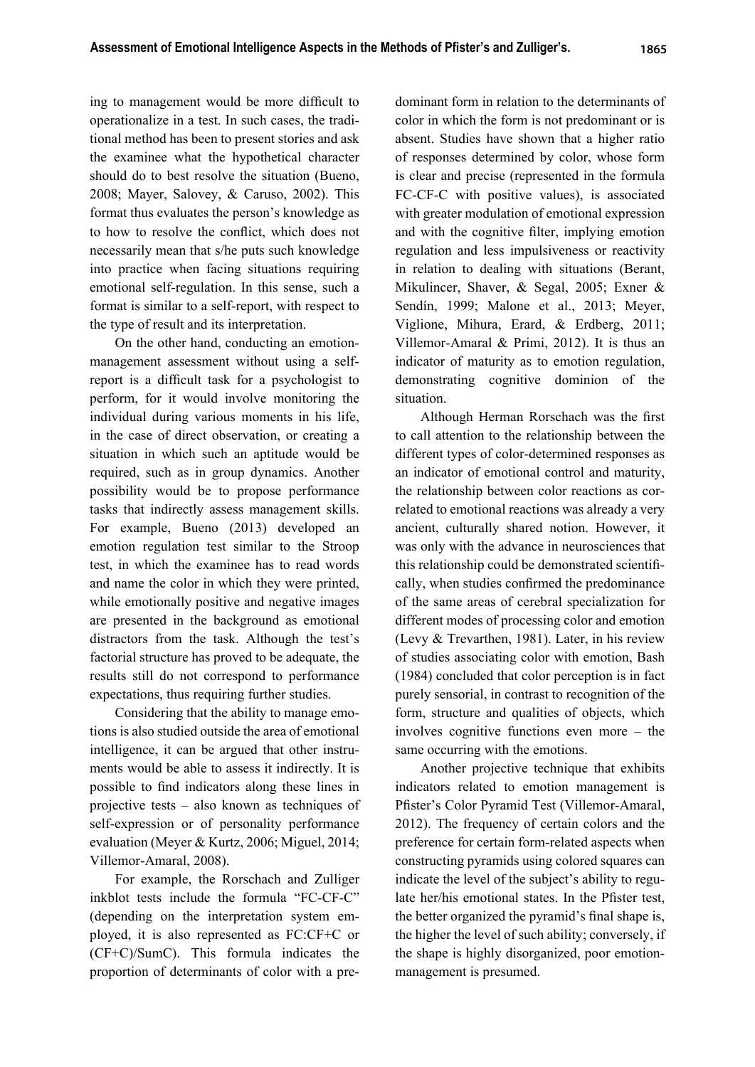ing to management would be more difficult to operationalize in a test. In such cases, the traditional method has been to present stories and ask the examinee what the hypothetical character should do to best resolve the situation (Bueno, 2008; Mayer, Salovey, & Caruso, 2002). This format thus evaluates the person's knowledge as to how to resolve the conflict, which does not necessarily mean that s/he puts such knowledge into practice when facing situations requiring emotional self-regulation. In this sense, such a format is similar to a self-report, with respect to the type of result and its interpretation.

On the other hand, conducting an emotion-management assessment without using a self-report is a difficult task for a psychologist to perform, for it would involve monitoring the individual during various moments in his life, in the case of direct observation, or creating a situation in which such an aptitude would be required, such as in group dynamics. Another possibility would be to propose performance tasks that indirectly assess management skills. For example, Bueno (2013) developed an emotion regulation test similar to the Stroop test, in which the examinee has to read words and name the color in which they were printed, while emotionally positive and negative images are presented in the background as emotional distractors from the task. Although the test's factorial structure has proved to be adequate, the results still do not correspond to performance expectations, thus requiring further studies.

Considering that the ability to manage emotions is also studied outside the area of emotional intelligence, it can be argued that other instruments would be able to assess it indirectly. It is possible to find indicators along these lines in projective tests – also known as techniques of self-expression or of personality performance evaluation (Meyer & Kurtz, 2006; Miguel, 2014; Villemor-Amaral, 2008).

For example, the Rorschach and Zulliger inkblot tests include the formula "FC-CF-C" (depending on the interpretation system employed, it is also represented as FC:CF+C or (CF+C)/SumC). This formula indicates the proportion of determinants of color with a predominant form in relation to the determinants of color in which the form is not predominant or is absent. Studies have shown that a higher ratio of responses determined by color, whose form is clear and precise (represented in the formula FC-CF-C with positive values), is associated with greater modulation of emotional expression and with the cognitive filter, implying emotion regulation and less impulsiveness or reactivity in relation to dealing with situations (Berant, Mikulincer, Shaver, & Segal, 2005; Exner & Sendín, 1999; Malone et al., 2013; Meyer, Viglione, Mihura, Erard, & Erdberg, 2011; Villemor-Amaral & Primi, 2012). It is thus an indicator of maturity as to emotion regulation, demonstrating cognitive dominion of the situation.

Although Herman Rorschach was the first to call attention to the relationship between the different types of color-determined responses as an indicator of emotional control and maturity, the relationship between color reactions as correlated to emotional reactions was already a very ancient, culturally shared notion. However, it was only with the advance in neurosciences that this relationship could be demonstrated scientifically, when studies confirmed the predominance of the same areas of cerebral specialization for different modes of processing color and emotion (Levy & Trevarthen, 1981). Later, in his review of studies associating color with emotion, Bash (1984) concluded that color perception is in fact purely sensorial, in contrast to recognition of the form, structure and qualities of objects, which involves cognitive functions even more – the same occurring with the emotions.

Another projective technique that exhibits indicators related to emotion management is Pfister's Color Pyramid Test (Villemor-Amaral, 2012). The frequency of certain colors and the preference for certain form-related aspects when constructing pyramids using colored squares can indicate the level of the subject's ability to regulate her/his emotional states. In the Pfister test, the better organized the pyramid's final shape is, the higher the level of such ability; conversely, if the shape is highly disorganized, poor emotion-management is presumed.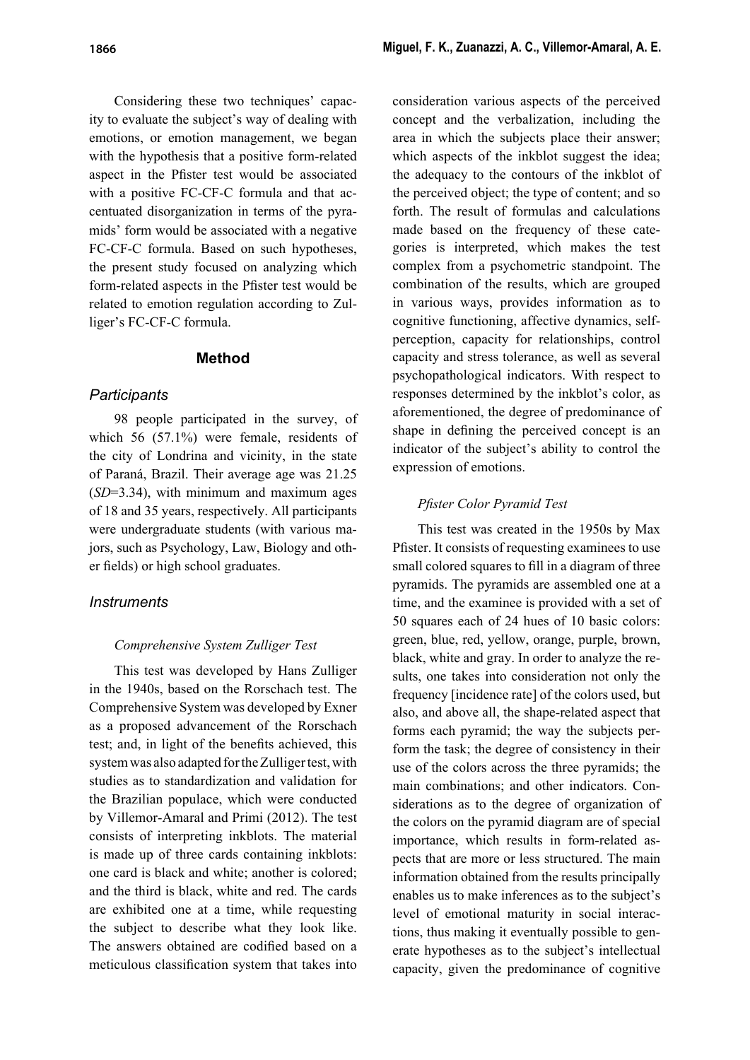Considering these two techniques' capacity to evaluate the subject's way of dealing with emotions, or emotion management, we began with the hypothesis that a positive form-related aspect in the Pfister test would be associated with a positive FC-CF-C formula and that accentuated disorganization in terms of the pyramids' form would be associated with a negative FC-CF-C formula. Based on such hypotheses, the present study focused on analyzing which form-related aspects in the Pfister test would be related to emotion regulation according to Zulliger's FC-CF-C formula.

## Method

### Participants

98 people participated in the survey, of which 56 (57.1%) were female, residents of the city of Londrina and vicinity, in the state of Paraná, Brazil. Their average age was 21.25 (*SD*=3.34), with minimum and maximum ages of 18 and 35 years, respectively. All participants were undergraduate students (with various majors, such as Psychology, Law, Biology and other fields) or high school graduates.

### Instruments

#### *Comprehensive System Zulliger Test*

This test was developed by Hans Zulliger in the 1940s, based on the Rorschach test. The Comprehensive System was developed by Exner as a proposed advancement of the Rorschach test; and, in light of the benefits achieved, this system was also adapted for the Zulliger test, with studies as to standardization and validation for the Brazilian populace, which were conducted by Villemor-Amaral and Primi (2012). The test consists of interpreting inkblots. The material is made up of three cards containing inkblots: one card is black and white; another is colored; and the third is black, white and red. The cards are exhibited one at a time, while requesting the subject to describe what they look like. The answers obtained are codified based on a meticulous classification system that takes into consideration various aspects of the perceived concept and the verbalization, including the area in which the subjects place their answer; which aspects of the inkblot suggest the idea; the adequacy to the contours of the inkblot of the perceived object; the type of content; and so forth. The result of formulas and calculations made based on the frequency of these categories is interpreted, which makes the test complex from a psychometric standpoint. The combination of the results, which are grouped in various ways, provides information as to cognitive functioning, affective dynamics, self-perception, capacity for relationships, control capacity and stress tolerance, as well as several psychopathological indicators. With respect to responses determined by the inkblot's color, as aforementioned, the degree of predominance of shape in defining the perceived concept is an indicator of the subject's ability to control the expression of emotions.

#### *Pfister Color Pyramid Test*

This test was created in the 1950s by Max Pfister. It consists of requesting examinees to use small colored squares to fill in a diagram of three pyramids. The pyramids are assembled one at a time, and the examinee is provided with a set of 50 squares each of 24 hues of 10 basic colors: green, blue, red, yellow, orange, purple, brown, black, white and gray. In order to analyze the results, one takes into consideration not only the frequency [incidence rate] of the colors used, but also, and above all, the shape-related aspect that forms each pyramid; the way the subjects perform the task; the degree of consistency in their use of the colors across the three pyramids; the main combinations; and other indicators. Considerations as to the degree of organization of the colors on the pyramid diagram are of special importance, which results in form-related aspects that are more or less structured. The main information obtained from the results principally enables us to make inferences as to the subject's level of emotional maturity in social interactions, thus making it eventually possible to generate hypotheses as to the subject's intellectual capacity, given the predominance of cognitive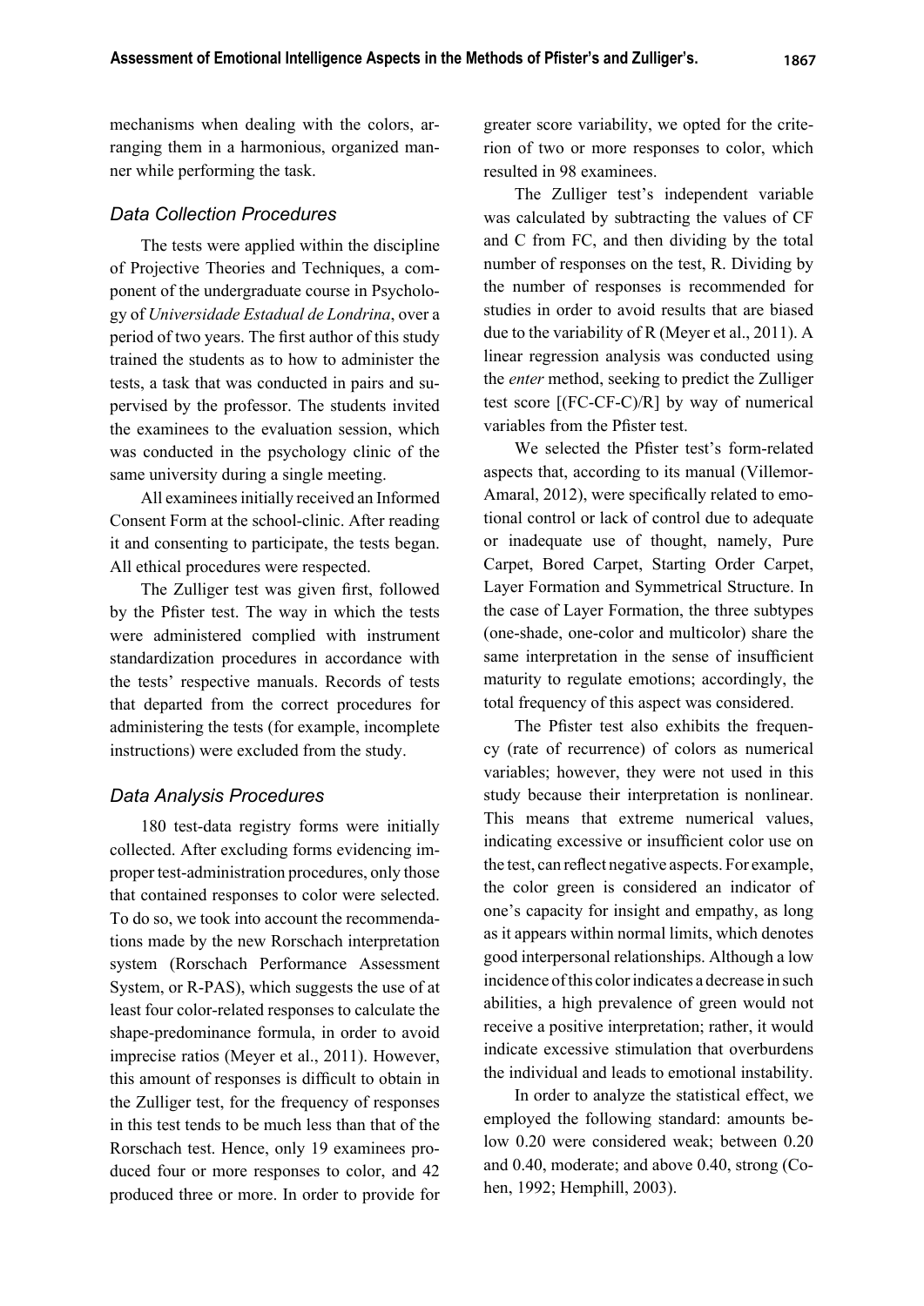mechanisms when dealing with the colors, arranging them in a harmonious, organized manner while performing the task.

### *Data Collection Procedures*

The tests were applied within the discipline of Projective Theories and Techniques, a component of the undergraduate course in Psychology of *Universidade Estadual de Londrina*, over a period of two years. The first author of this study trained the students as to how to administer the tests, a task that was conducted in pairs and supervised by the professor. The students invited the examinees to the evaluation session, which was conducted in the psychology clinic of the same university during a single meeting.

All examinees initially received an Informed Consent Form at the school-clinic. After reading it and consenting to participate, the tests began. All ethical procedures were respected.

The Zulliger test was given first, followed by the Pfister test. The way in which the tests were administered complied with instrument standardization procedures in accordance with the tests' respective manuals. Records of tests that departed from the correct procedures for administering the tests (for example, incomplete instructions) were excluded from the study.

### *Data Analysis Procedures*

180 test-data registry forms were initially collected. After excluding forms evidencing improper test-administration procedures, only those that contained responses to color were selected. To do so, we took into account the recommendations made by the new Rorschach interpretation system (Rorschach Performance Assessment System, or R-PAS), which suggests the use of at least four color-related responses to calculate the shape-predominance formula, in order to avoid imprecise ratios (Meyer et al., 2011). However, this amount of responses is difficult to obtain in the Zulliger test, for the frequency of responses in this test tends to be much less than that of the Rorschach test. Hence, only 19 examinees produced four or more responses to color, and 42 produced three or more. In order to provide for greater score variability, we opted for the criterion of two or more responses to color, which resulted in 98 examinees.

The Zulliger test's independent variable was calculated by subtracting the values of CF and C from FC, and then dividing by the total number of responses on the test, R. Dividing by the number of responses is recommended for studies in order to avoid results that are biased due to the variability of R (Meyer et al., 2011). A linear regression analysis was conducted using the *enter* method, seeking to predict the Zulliger test score [(FC-CF-C)/R] by way of numerical variables from the Pfister test.

We selected the Pfister test's form-related aspects that, according to its manual (Villemor-Amaral, 2012), were specifically related to emotional control or lack of control due to adequate or inadequate use of thought, namely, Pure Carpet, Bored Carpet, Starting Order Carpet, Layer Formation and Symmetrical Structure. In the case of Layer Formation, the three subtypes (one-shade, one-color and multicolor) share the same interpretation in the sense of insufficient maturity to regulate emotions; accordingly, the total frequency of this aspect was considered.

The Pfister test also exhibits the frequency (rate of recurrence) of colors as numerical variables; however, they were not used in this study because their interpretation is nonlinear. This means that extreme numerical values, indicating excessive or insufficient color use on the test, can reflect negative aspects. For example, the color green is considered an indicator of one's capacity for insight and empathy, as long as it appears within normal limits, which denotes good interpersonal relationships. Although a low incidence of this color indicates a decrease in such abilities, a high prevalence of green would not receive a positive interpretation; rather, it would indicate excessive stimulation that overburdens the individual and leads to emotional instability.

In order to analyze the statistical effect, we employed the following standard: amounts below 0.20 were considered weak; between 0.20 and 0.40, moderate; and above 0.40, strong (Cohen, 1992; Hemphill, 2003).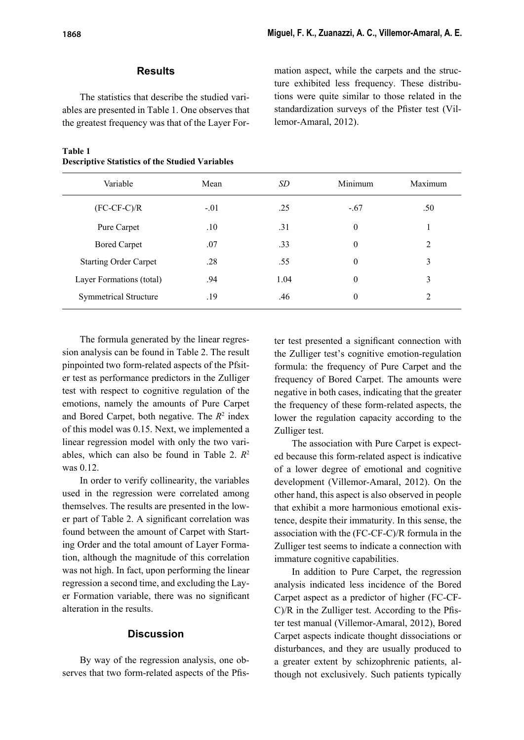## Results

The statistics that describe the studied variables are presented in Table 1. One observes that the greatest frequency was that of the Layer Formation aspect, while the carpets and the structure exhibited less frequency. These distributions were quite similar to those related in the standardization surveys of the Pfister test (Villemor-Amaral, 2012).

**Table 1**
**Descriptive Statistics of the Studied Variables**

| Variable | Mean | *SD* | Minimum | Maximum |
|---|---|---|---|---|
| (FC-CF-C)/R | -.01 | .25 | -.67 | .50 |
| Pure Carpet | .10 | .31 | 0 | 1 |
| Bored Carpet | .07 | .33 | 0 | 2 |
| Starting Order Carpet | .28 | .55 | 0 | 3 |
| Layer Formations (total) | .94 | 1.04 | 0 | 3 |
| Symmetrical Structure | .19 | .46 | 0 | 2 |

The formula generated by the linear regression analysis can be found in Table 2. The result pinpointed two form-related aspects of the Pfsiter test as performance predictors in the Zulliger test with respect to cognitive regulation of the emotions, namely the amounts of Pure Carpet and Bored Carpet, both negative. The $R^2$ index of this model was 0.15. Next, we implemented a linear regression model with only the two variables, which can also be found in Table 2. $R^2$ was 0.12.

In order to verify collinearity, the variables used in the regression were correlated among themselves. The results are presented in the lower part of Table 2. A significant correlation was found between the amount of Carpet with Starting Order and the total amount of Layer Formation, although the magnitude of this correlation was not high. In fact, upon performing the linear regression a second time, and excluding the Layer Formation variable, there was no significant alteration in the results.

## Discussion

By way of the regression analysis, one observes that two form-related aspects of the Pfister test presented a significant connection with the Zulliger test's cognitive emotion-regulation formula: the frequency of Pure Carpet and the frequency of Bored Carpet. The amounts were negative in both cases, indicating that the greater the frequency of these form-related aspects, the lower the regulation capacity according to the Zulliger test.

The association with Pure Carpet is expected because this form-related aspect is indicative of a lower degree of emotional and cognitive development (Villemor-Amaral, 2012). On the other hand, this aspect is also observed in people that exhibit a more harmonious emotional existence, despite their immaturity. In this sense, the association with the (FC-CF-C)/R formula in the Zulliger test seems to indicate a connection with immature cognitive capabilities.

In addition to Pure Carpet, the regression analysis indicated less incidence of the Bored Carpet aspect as a predictor of higher (FC-CF-C)/R in the Zulliger test. According to the Pfister test manual (Villemor-Amaral, 2012), Bored Carpet aspects indicate thought dissociations or disturbances, and they are usually produced to a greater extent by schizophrenic patients, although not exclusively. Such patients typically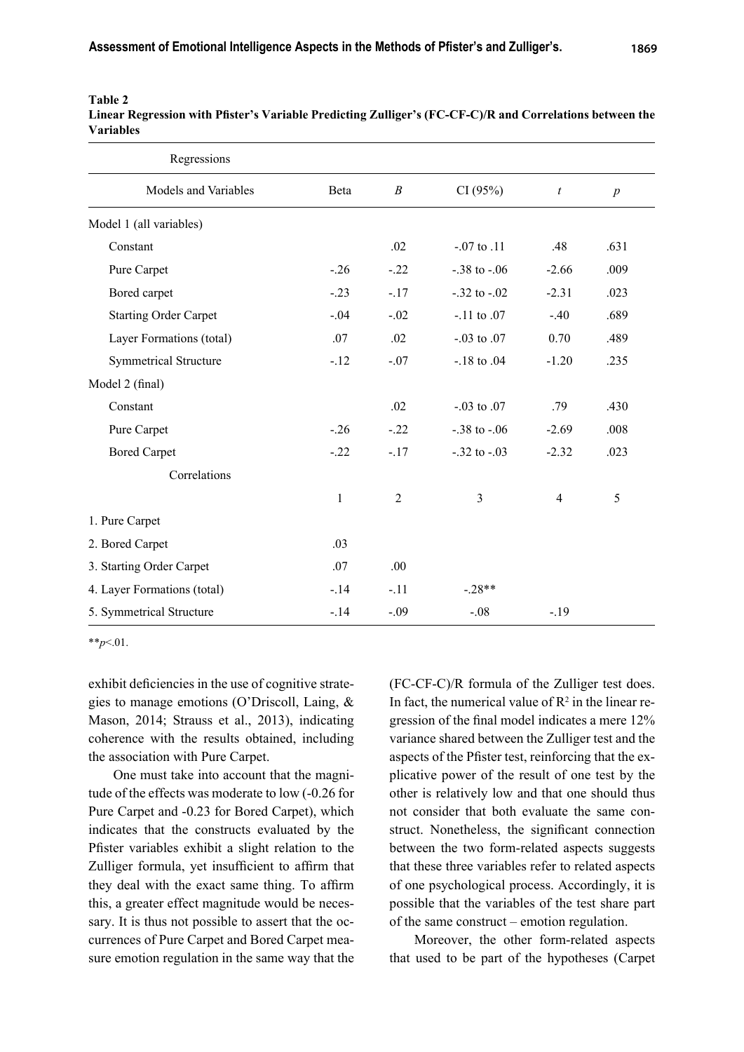**Table 2**
**Linear Regression with Pfister's Variable Predicting Zulliger's (FC-CF-C)/R and Correlations between the Variables**

| Regressions | | | | | |
|---|---|---|---|---|---|
| Models and Variables | Beta | *B* | CI (95%) | *t* | *p* |
| Model 1 (all variables) | | | | | |
| Constant | | .02 | -.07 to .11 | .48 | .631 |
| Pure Carpet | -.26 | -.22 | -.38 to -.06 | -2.66 | .009 |
| Bored carpet | -.23 | -.17 | -.32 to -.02 | -2.31 | .023 |
| Starting Order Carpet | -.04 | -.02 | -.11 to .07 | -.40 | .689 |
| Layer Formations (total) | .07 | .02 | -.03 to .07 | 0.70 | .489 |
| Symmetrical Structure | -.12 | -.07 | -.18 to .04 | -1.20 | .235 |
| Model 2 (final) | | | | | |
| Constant | | .02 | -.03 to .07 | .79 | .430 |
| Pure Carpet | -.26 | -.22 | -.38 to -.06 | -2.69 | .008 |
| Bored Carpet | -.22 | -.17 | -.32 to -.03 | -2.32 | .023 |
| Correlations | | | | | |
| | 1 | 2 | 3 | 4 | 5 |
| 1. Pure Carpet | | | | | |
| 2. Bored Carpet | .03 | | | | |
| 3. Starting Order Carpet | .07 | .00 | | | |
| 4. Layer Formations (total) | -.14 | -.11 | -.28** | | |
| 5. Symmetrical Structure | -.14 | -.09 | -.08 | -.19 | |

$^{**}p<.01$.

exhibit deficiencies in the use of cognitive strategies to manage emotions (O'Driscoll, Laing, & Mason, 2014; Strauss et al., 2013), indicating coherence with the results obtained, including the association with Pure Carpet.

One must take into account that the magnitude of the effects was moderate to low (-0.26 for Pure Carpet and -0.23 for Bored Carpet), which indicates that the constructs evaluated by the Pfister variables exhibit a slight relation to the Zulliger formula, yet insufficient to affirm that they deal with the exact same thing. To affirm this, a greater effect magnitude would be necessary. It is thus not possible to assert that the occurrences of Pure Carpet and Bored Carpet measure emotion regulation in the same way that the (FC-CF-C)/R formula of the Zulliger test does. In fact, the numerical value of $R^2$ in the linear regression of the final model indicates a mere 12% variance shared between the Zulliger test and the aspects of the Pfister test, reinforcing that the explicative power of the result of one test by the other is relatively low and that one should thus not consider that both evaluate the same construct. Nonetheless, the significant connection between the two form-related aspects suggests that these three variables refer to related aspects of one psychological process. Accordingly, it is possible that the variables of the test share part of the same construct – emotion regulation.

Moreover, the other form-related aspects that used to be part of the hypotheses (Carpet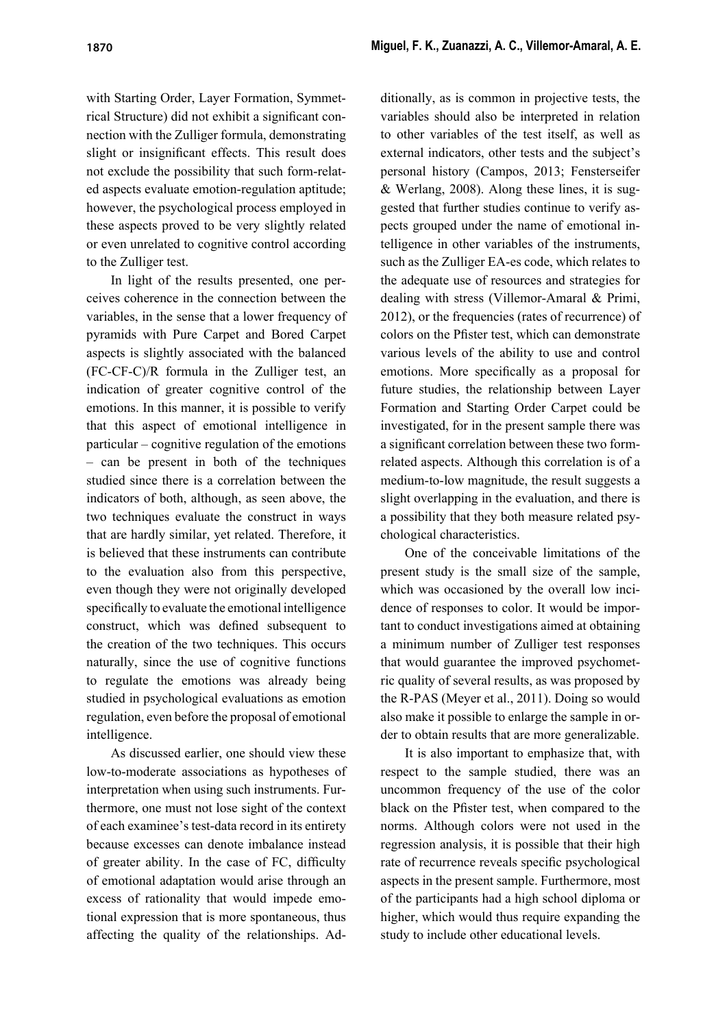with Starting Order, Layer Formation, Symmetrical Structure) did not exhibit a significant connection with the Zulliger formula, demonstrating slight or insignificant effects. This result does not exclude the possibility that such form-related aspects evaluate emotion-regulation aptitude; however, the psychological process employed in these aspects proved to be very slightly related or even unrelated to cognitive control according to the Zulliger test.

In light of the results presented, one perceives coherence in the connection between the variables, in the sense that a lower frequency of pyramids with Pure Carpet and Bored Carpet aspects is slightly associated with the balanced (FC-CF-C)/R formula in the Zulliger test, an indication of greater cognitive control of the emotions. In this manner, it is possible to verify that this aspect of emotional intelligence in particular – cognitive regulation of the emotions – can be present in both of the techniques studied since there is a correlation between the indicators of both, although, as seen above, the two techniques evaluate the construct in ways that are hardly similar, yet related. Therefore, it is believed that these instruments can contribute to the evaluation also from this perspective, even though they were not originally developed specifically to evaluate the emotional intelligence construct, which was defined subsequent to the creation of the two techniques. This occurs naturally, since the use of cognitive functions to regulate the emotions was already being studied in psychological evaluations as emotion regulation, even before the proposal of emotional intelligence.

As discussed earlier, one should view these low-to-moderate associations as hypotheses of interpretation when using such instruments. Furthermore, one must not lose sight of the context of each examinee's test-data record in its entirety because excesses can denote imbalance instead of greater ability. In the case of FC, difficulty of emotional adaptation would arise through an excess of rationality that would impede emotional expression that is more spontaneous, thus affecting the quality of the relationships. Additionally, as is common in projective tests, the variables should also be interpreted in relation to other variables of the test itself, as well as external indicators, other tests and the subject's personal history (Campos, 2013; Fensterseifer & Werlang, 2008). Along these lines, it is suggested that further studies continue to verify aspects grouped under the name of emotional intelligence in other variables of the instruments, such as the Zulliger EA-es code, which relates to the adequate use of resources and strategies for dealing with stress (Villemor-Amaral & Primi, 2012), or the frequencies (rates of recurrence) of colors on the Pfister test, which can demonstrate various levels of the ability to use and control emotions. More specifically as a proposal for future studies, the relationship between Layer Formation and Starting Order Carpet could be investigated, for in the present sample there was a significant correlation between these two form-related aspects. Although this correlation is of a medium-to-low magnitude, the result suggests a slight overlapping in the evaluation, and there is a possibility that they both measure related psychological characteristics.

One of the conceivable limitations of the present study is the small size of the sample, which was occasioned by the overall low incidence of responses to color. It would be important to conduct investigations aimed at obtaining a minimum number of Zulliger test responses that would guarantee the improved psychometric quality of several results, as was proposed by the R-PAS (Meyer et al., 2011). Doing so would also make it possible to enlarge the sample in order to obtain results that are more generalizable.

It is also important to emphasize that, with respect to the sample studied, there was an uncommon frequency of the use of the color black on the Pfister test, when compared to the norms. Although colors were not used in the regression analysis, it is possible that their high rate of recurrence reveals specific psychological aspects in the present sample. Furthermore, most of the participants had a high school diploma or higher, which would thus require expanding the study to include other educational levels.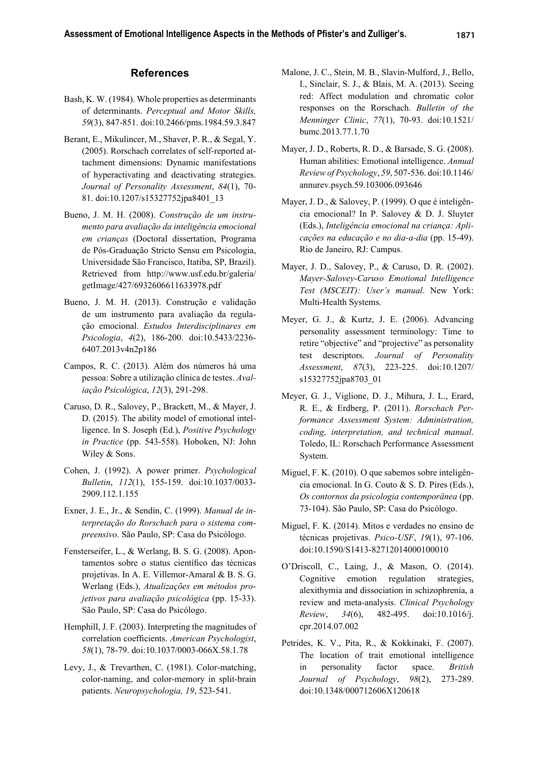## References

Bash, K. W. (1984). Whole properties as determinants of determinants. *Perceptual and Motor Skills, 59*(3), 847-851. doi:10.2466/pms.1984.59.3.847

Berant, E., Mikulincer, M., Shaver, P. R., & Segal, Y. (2005). Rorschach correlates of self-reported attachment dimensions: Dynamic manifestations of hyperactivating and deactivating strategies. *Journal of Personality Assessment*, *84*(1), 70-81. doi:10.1207/s15327752jpa8401_13

Bueno, J. M. H. (2008). *Construção de um instrumento para avaliação da inteligência emocional em crianças* (Doctoral dissertation, Programa de Pós-Graduação Stricto Sensu em Psicologia, Universidade São Francisco, Itatiba, SP, Brazil). Retrieved from http://www.usf.edu.br/galeria/getImage/427/6932606611633978.pdf

Bueno, J. M. H. (2013). Construção e validação de um instrumento para avaliação da regulação emocional. *Estudos Interdisciplinares em Psicologia*, *4*(2), 186-200. doi:10.5433/2236-6407.2013v4n2p186

Campos, R. C. (2013). Além dos números há uma pessoa: Sobre a utilização clínica de testes. *Avaliação Psicológica*, *12*(3), 291-298.

Caruso, D. R., Salovey, P., Brackett, M., & Mayer, J. D. (2015). The ability model of emotional intelligence. In S. Joseph (Ed.), *Positive Psychology in Practice* (pp. 543-558). Hoboken, NJ: John Wiley & Sons.

Cohen, J. (1992). A power primer. *Psychological Bulletin*, *112*(1), 155-159. doi:10.1037/0033-2909.112.1.155

Exner, J. E., Jr., & Sendín, C. (1999). *Manual de interpretação do Rorschach para o sistema compreensivo*. São Paulo, SP: Casa do Psicólogo.

Fensterseifer, L., & Werlang, B. S. G. (2008). Apontamentos sobre o status científico das técnicas projetivas. In A. E. Villemor-Amaral & B. S. G. Werlang (Eds.), *Atualizações em métodos projetivos para avaliação psicológica* (pp. 15-33). São Paulo, SP: Casa do Psicólogo.

Hemphill, J. F. (2003). Interpreting the magnitudes of correlation coefficients. *American Psychologist*, *58*(1), 78-79. doi:10.1037/0003-066X.58.1.78

Levy, J., & Trevarthen, C. (1981). Color-matching, color-naming, and color-memory in split-brain patients. *Neuropsychologia, 19*, 523-541.

Malone, J. C., Stein, M. B., Slavin-Mulford, J., Bello, I., Sinclair, S. J., & Blais, M. A. (2013). Seeing red: Affect modulation and chromatic color responses on the Rorschach. *Bulletin of the Menninger Clinic*, *77*(1), 70-93. doi:10.1521/bumc.2013.77.1.70

Mayer, J. D., Roberts, R. D., & Barsade, S. G. (2008). Human abilities: Emotional intelligence. *Annual Review of Psychology*, *59*, 507-536. doi:10.1146/annurev.psych.59.103006.093646

Mayer, J. D., & Salovey, P. (1999). O que é inteligência emocional? In P. Salovey & D. J. Sluyter (Eds.), *Inteligência emocional na criança: Aplicações na educação e no dia-a-dia* (pp. 15-49). Rio de Janeiro, RJ: Campus.

Mayer, J. D., Salovey, P., & Caruso, D. R. (2002). *Mayer-Salovey-Caruso Emotional Intelligence Test (MSCEIT): User's manual*. New York: Multi-Health Systems.

Meyer, G. J., & Kurtz, J. E. (2006). Advancing personality assessment terminology: Time to retire "objective" and "projective" as personality test descriptors. *Journal of Personality Assessment*, *87*(3), 223-225. doi:10.1207/s15327752jpa8703_01

Meyer, G. J., Viglione, D. J., Mihura, J. L., Erard, R. E., & Erdberg, P. (2011). *Rorschach Performance Assessment System: Administration, coding, interpretation, and technical manual*. Toledo, IL: Rorschach Performance Assessment System.

Miguel, F. K. (2010). O que sabemos sobre inteligência emocional. In G. Couto & S. D. Pires (Eds.), *Os contornos da psicologia contemporânea* (pp. 73-104). São Paulo, SP: Casa do Psicólogo.

Miguel, F. K. (2014). Mitos e verdades no ensino de técnicas projetivas. *Psico-USF*, *19*(1), 97-106. doi:10.1590/S1413-82712014000100010

O'Driscoll, C., Laing, J., & Mason, O. (2014). Cognitive emotion regulation strategies, alexithymia and dissociation in schizophrenia, a review and meta-analysis. *Clinical Psychology Review*, *34*(6), 482-495. doi:10.1016/j.cpr.2014.07.002

Petrides, K. V., Pita, R., & Kokkinaki, F. (2007). The location of trait emotional intelligence in personality factor space. *British Journal of Psychology*, *98*(2), 273-289. doi:10.1348/000712606X120618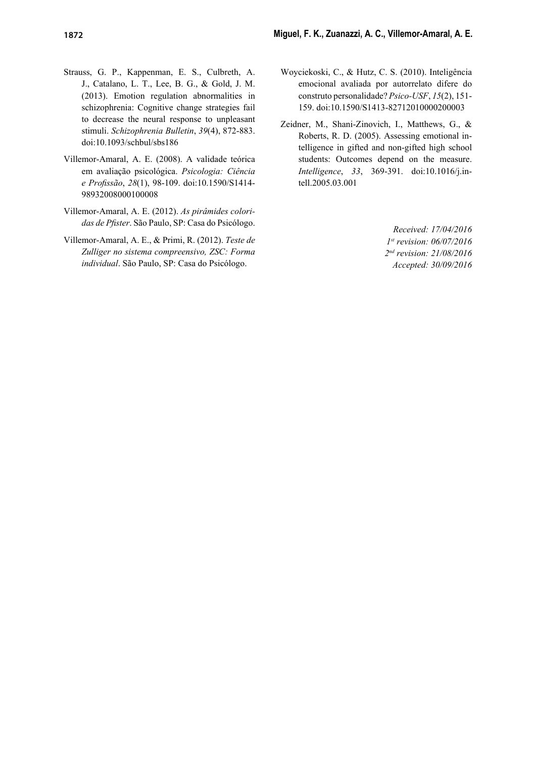Strauss, G. P., Kappenman, E. S., Culbreth, A. J., Catalano, L. T., Lee, B. G., & Gold, J. M. (2013). Emotion regulation abnormalities in schizophrenia: Cognitive change strategies fail to decrease the neural response to unpleasant stimuli. *Schizophrenia Bulletin*, *39*(4), 872-883. doi:10.1093/schbul/sbs186

Villemor-Amaral, A. E. (2008). A validade teórica em avaliação psicológica. *Psicologia: Ciência e Profissão*, *28*(1), 98-109. doi:10.1590/S1414-98932008000100008

Villemor-Amaral, A. E. (2012). *As pirâmides coloridas de Pfister*. São Paulo, SP: Casa do Psicólogo.

Villemor-Amaral, A. E., & Primi, R. (2012). *Teste de Zulliger no sistema compreensivo, ZSC: Forma individual*. São Paulo, SP: Casa do Psicólogo.

Woyciekoski, C., & Hutz, C. S. (2010). Inteligência emocional avaliada por autorrelato difere do construto personalidade? *Psico-USF*, *15*(2), 151-159. doi:10.1590/S1413-82712010000200003

Zeidner, M., Shani-Zinovich, I., Matthews, G., & Roberts, R. D. (2005). Assessing emotional intelligence in gifted and non-gifted high school students: Outcomes depend on the measure. *Intelligence*, *33*, 369-391. doi:10.1016/j.intell.2005.03.001

*Received: 17/04/2016*
*1st revision: 06/07/2016*
*2nd revision: 21/08/2016*
*Accepted: 30/09/2016*